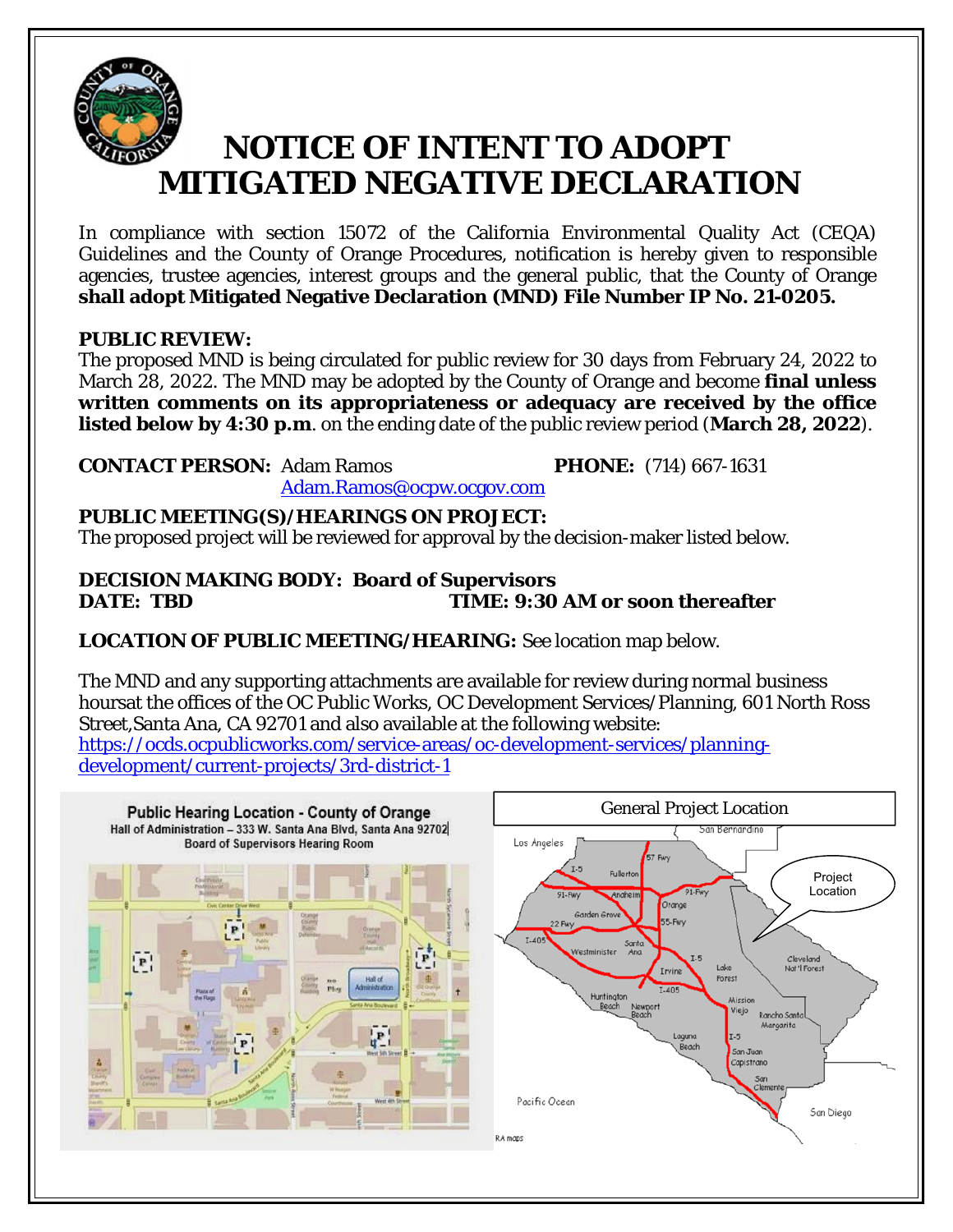# NOTICE OF INTENT TO ADOPT MITIGATED NEGATIVE DECLARATION

In compliance with section 15072 of the California Environmental Quality Act (CEQA) Guidelines and the County of Orange Procedures, notification is hereby given to responsible agencies, trustee agencies, interest groups and the general public, that the County of Orange **shall adopt Mitigated Negative Declaration (MND) File Number IP No. 21-0205.**

**PUBLIC REVIEW:**
The proposed MND is being circulated for public review for 30 days from February 24, 2022 to March 28, 2022. The MND may be adopted by the County of Orange and become **final unless written comments on its appropriateness or adequacy are received by the office listed below by 4:30 p.m**. on the ending date of the public review period (**March 28, 2022**).

**CONTACT PERSON:** Adam Ramos
Adam.Ramos@ocpw.ocgov.com
**PHONE:** (714) 667-1631

**PUBLIC MEETING(S)/HEARINGS ON PROJECT:**
The proposed project will be reviewed for approval by the decision-maker listed below.

**DECISION MAKING BODY: Board of Supervisors**
**DATE: TBD** **TIME: 9:30 AM or soon thereafter**

**LOCATION OF PUBLIC MEETING/HEARING:** See location map below.

The MND and any supporting attachments are available for review during normal business hoursat the offices of the OC Public Works, OC Development Services/Planning, 601 North Ross Street,Santa Ana, CA 92701 and also available at the following website:
https://ocds.ocpublicworks.com/service-areas/oc-development-services/planning-development/current-projects/3rd-district-1

Public Hearing Location - County of Orange
Hall of Administration – 333 W. Santa Ana Blvd, Santa Ana 92702
Board of Supervisors Hearing Room

General Project Location

Project Location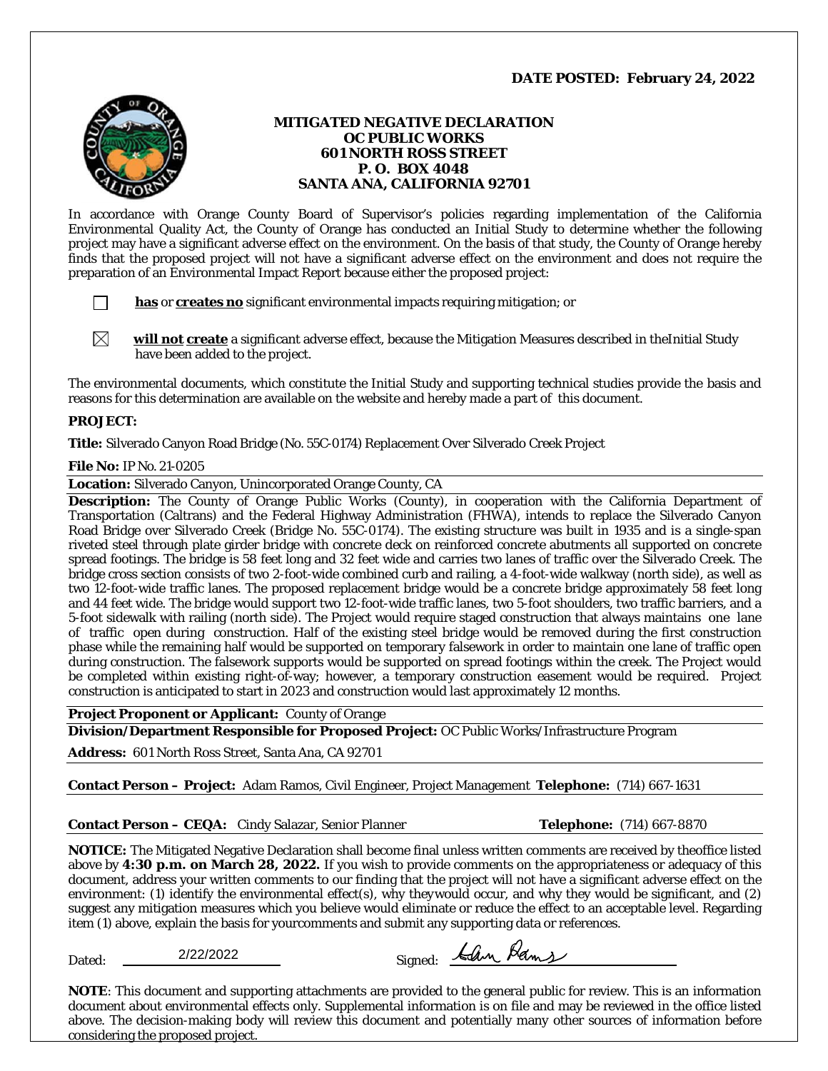**DATE POSTED: February 24, 2022**

**MITIGATED NEGATIVE DECLARATION**
**OC PUBLIC WORKS**
**601 NORTH ROSS STREET**
**P. O. BOX 4048**
**SANTA ANA, CALIFORNIA 92701**

In accordance with Orange County Board of Supervisor's policies regarding implementation of the California Environmental Quality Act, the County of Orange has conducted an Initial Study to determine whether the following project may have a significant adverse effect on the environment. On the basis of that study, the County of Orange hereby finds that the proposed project will not have a significant adverse effect on the environment and does not require the preparation of an Environmental Impact Report because either the proposed project:

☐ **has** or **creates no** significant environmental impacts requiring mitigation; or

☒ **will not create** a significant adverse effect, because the Mitigation Measures described in theInitial Study have been added to the project.

The environmental documents, which constitute the Initial Study and supporting technical studies provide the basis and reasons for this determination are available on the website and hereby made a part of this document.

**PROJECT:**

**Title:** Silverado Canyon Road Bridge (No. 55C-0174) Replacement Over Silverado Creek Project

**File No:** IP No. 21-0205

**Location:** Silverado Canyon, Unincorporated Orange County, CA

**Description:** The County of Orange Public Works (County), in cooperation with the California Department of Transportation (Caltrans) and the Federal Highway Administration (FHWA), intends to replace the Silverado Canyon Road Bridge over Silverado Creek (Bridge No. 55C-0174). The existing structure was built in 1935 and is a single-span riveted steel through plate girder bridge with concrete deck on reinforced concrete abutments all supported on concrete spread footings. The bridge is 58 feet long and 32 feet wide and carries two lanes of traffic over the Silverado Creek. The bridge cross section consists of two 2-foot-wide combined curb and railing, a 4-foot-wide walkway (north side), as well as two 12-foot-wide traffic lanes. The proposed replacement bridge would be a concrete bridge approximately 58 feet long and 44 feet wide. The bridge would support two 12-foot-wide traffic lanes, two 5-foot shoulders, two traffic barriers, and a 5-foot sidewalk with railing (north side). The Project would require staged construction that always maintains one lane of traffic open during construction. Half of the existing steel bridge would be removed during the first construction phase while the remaining half would be supported on temporary falsework in order to maintain one lane of traffic open during construction. The falsework supports would be supported on spread footings within the creek. The Project would be completed within existing right-of-way; however, a temporary construction easement would be required. Project construction is anticipated to start in 2023 and construction would last approximately 12 months.

**Project Proponent or Applicant:** County of Orange

**Division/Department Responsible for Proposed Project:** OC Public Works/Infrastructure Program

**Address:** 601 North Ross Street, Santa Ana, CA 92701

**Contact Person – Project:** Adam Ramos, Civil Engineer, Project Management **Telephone:** (714) 667-1631

**Contact Person – CEQA:** Cindy Salazar, Senior Planner **Telephone:** (714) 667-8870

**NOTICE:** The Mitigated Negative Declaration shall become final unless written comments are received by theoffice listed above by **4:30 p.m. on March 28, 2022.** If you wish to provide comments on the appropriateness or adequacy of this document, address your written comments to our finding that the project will not have a significant adverse effect on the environment: (1) identify the environmental effect(s), why theywould occur, and why they would be significant, and (2) suggest any mitigation measures which you believe would eliminate or reduce the effect to an acceptable level. Regarding item (1) above, explain the basis for yourcomments and submit any supporting data or references.

Dated: 2/22/2022 Signed: Adam Ramos

**NOTE**: This document and supporting attachments are provided to the general public for review. This is an information document about environmental effects only. Supplemental information is on file and may be reviewed in the office listed above. The decision-making body will review this document and potentially many other sources of information before considering the proposed project.